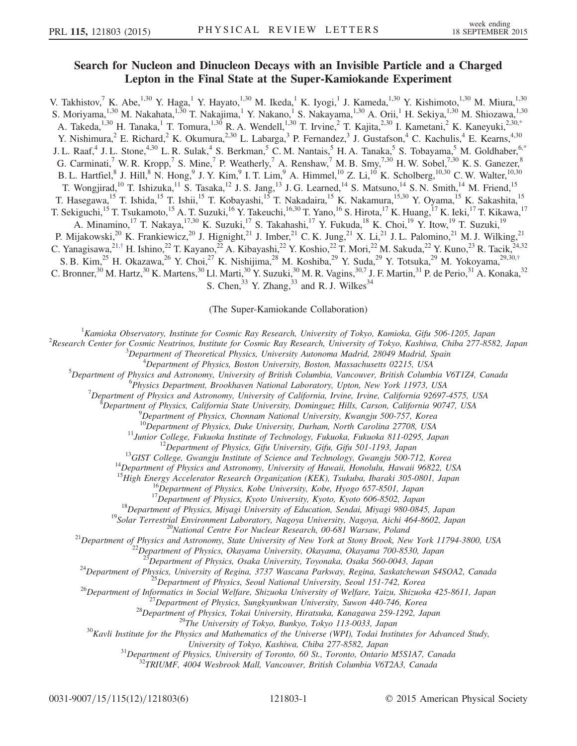# Search for Nucleon and Dinucleon Decays with an Invisible Particle and a Charged Lepton in the Final State at the Super-Kamiokande Experiment

V. Takhistov,[7] K. Abe,[1,30] Y. Haga,[1] Y. Hayato,[1,30] M. Ikeda,[1] K. Iyogi,[1] J. Kameda,[1,30] Y. Kishimoto,[1,30] M. Miura,[1,30] S. Moriyama,[1,30] M. Nakahata,[1,30] T. Nakajima,[1] Y. Nakano,[1] S. Nakayama,[1,30] A. Orii,[1] H. Sekiya,[1,30] M. Shiozawa,[1,30] A. Takeda,[1,30] H. Tanaka,[1] T. Tomura,[1,30] R. A. Wendell,[1,30] T. Irvine,[2] T. Kajita,[2,30] I. Kametani,[2] K. Kaneyuki,[2,30,*] Y. Nishimura,[2] E. Richard,[2] K. Okumura,[2,30] L. Labarga,[3] P. Fernandez,[3] J. Gustafson,[4] C. Kachulis,[4] E. Kearns,[4,30] J. L. Raaf,[4] J. L. Stone,[4,30] L. R. Sulak,[4] S. Berkman,[5] C. M. Nantais,[5] H. A. Tanaka,[5] S. Tobayama,[5] M. Goldhaber,[6,*] G. Carminati,[7] W. R. Kropp,[7] S. Mine,[7] P. Weatherly,[7] A. Renshaw,[7] M. B. Smy,[7,30] H. W. Sobel,[7,30] K. S. Ganezer,[8] B. L. Hartfiel,[8] J. Hill,[8] N. Hong,[9] J. Y. Kim,[9] I. T. Lim,[9] A. Himmel,[10] Z. Li,[10] K. Scholberg,[10,30] C. W. Walter,[10,30] T. Wongjirad,[10] T. Ishizuka,[11] S. Tasaka,[12] J. S. Jang,[13] J. G. Learned,[14] S. Matsuno,[14] S. N. Smith,[14] M. Friend,[15] T. Hasegawa,[15] T. Ishida,[15] T. Ishii,[15] T. Kobayashi,[15] T. Nakadaira,[15] K. Nakamura,[15,30] Y. Oyama,[15] K. Sakashita,[15] T. Sekiguchi,[15] T. Tsukamoto,[15] A. T. Suzuki,[16] Y. Takeuchi,[16,30] T. Yano,[16] S. Hirota,[17] K. Huang,[17] K. Ieki,[17] T. Kikawa,[17] A. Minamino,[17] T. Nakaya,[17,30] K. Suzuki,[17] S. Takahashi,[17] Y. Fukuda,[18] K. Choi,[19] Y. Itow,[19] T. Suzuki,[19] P. Mijakowski,[20] K. Frankiewicz,[20] J. Hignight,[21] J. Imber,[21] C. K. Jung,[21] X. Li,[21] J. L. Palomino,[21] M. J. Wilking,[21] C. Yanagisawa,[21,†] H. Ishino,[22] T. Kayano,[22] A. Kibayashi,[22] Y. Koshio,[22] T. Mori,[22] M. Sakuda,[22] Y. Kuno,[23] R. Tacik,[24,32] S. B. Kim,[25] H. Okazawa,[26] Y. Choi,[27] K. Nishijima,[28] M. Koshiba,[29] Y. Suda,[29] Y. Totsuka,[29] M. Yokoyama,[29,30,†] C. Bronner,[30] M. Hartz,[30] K. Martens,[30] Ll. Marti,[30] Y. Suzuki,[30] M. R. Vagins,[30,7] J. F. Martin,[31] P. de Perio,[31] A. Konaka,[32] S. Chen,[33] Y. Zhang,[33] and R. J. Wilkes[34]

(The Super-Kamiokande Collaboration)

[1]Kamioka Observatory, Institute for Cosmic Ray Research, University of Tokyo, Kamioka, Gifu 506-1205, Japan
[2]Research Center for Cosmic Neutrinos, Institute for Cosmic Ray Research, University of Tokyo, Kashiwa, Chiba 277-8582, Japan
[3]Department of Theoretical Physics, University Autonoma Madrid, 28049 Madrid, Spain
[4]Department of Physics, Boston University, Boston, Massachusetts 02215, USA
[5]Department of Physics and Astronomy, University of British Columbia, Vancouver, British Columbia V6T1Z4, Canada
[6]Physics Department, Brookhaven National Laboratory, Upton, New York 11973, USA
[7]Department of Physics and Astronomy, University of California, Irvine, Irvine, California 92697-4575, USA
[8]Department of Physics, California State University, Dominguez Hills, Carson, California 90747, USA
[9]Department of Physics, Chonnam National University, Kwangju 500-757, Korea
[10]Department of Physics, Duke University, Durham, North Carolina 27708, USA
[11]Junior College, Fukuoka Institute of Technology, Fukuoka, Fukuoka 811-0295, Japan
[12]Department of Physics, Gifu University, Gifu, Gifu 501-1193, Japan
[13]GIST College, Gwangju Institute of Science and Technology, Gwangju 500-712, Korea
[14]Department of Physics and Astronomy, University of Hawaii, Honolulu, Hawaii 96822, USA
[15]High Energy Accelerator Research Organization (KEK), Tsukuba, Ibaraki 305-0801, Japan
[16]Department of Physics, Kobe University, Kobe, Hyogo 657-8501, Japan
[17]Department of Physics, Kyoto University, Kyoto, Kyoto 606-8502, Japan
[18]Department of Physics, Miyagi University of Education, Sendai, Miyagi 980-0845, Japan
[19]Solar Terrestrial Environment Laboratory, Nagoya University, Nagoya, Aichi 464-8602, Japan
[20]National Centre For Nuclear Research, 00-681 Warsaw, Poland
[21]Department of Physics and Astronomy, State University of New York at Stony Brook, New York 11794-3800, USA
[22]Department of Physics, Okayama University, Okayama, Okayama 700-8530, Japan
[23]Department of Physics, Osaka University, Toyonaka, Osaka 560-0043, Japan
[24]Department of Physics, University of Regina, 3737 Wascana Parkway, Regina, Saskatchewan S4SOA2, Canada
[25]Department of Physics, Seoul National University, Seoul 151-742, Korea
[26]Department of Informatics in Social Welfare, Shizuoka University of Welfare, Yaizu, Shizuoka 425-8611, Japan
[27]Department of Physics, Sungkyunkwan University, Suwon 440-746, Korea
[28]Department of Physics, Tokai University, Hiratsuka, Kanagawa 259-1292, Japan
[29]The University of Tokyo, Bunkyo, Tokyo 113-0033, Japan
[30]Kavli Institute for the Physics and Mathematics of the Universe (WPI), Todai Institutes for Advanced Study, University of Tokyo, Kashiwa, Chiba 277-8582, Japan
[31]Department of Physics, University of Toronto, 60 St., Toronto, Ontario M5S1A7, Canada
[32]TRIUMF, 4004 Wesbrook Mall, Vancouver, British Columbia V6T2A3, Canada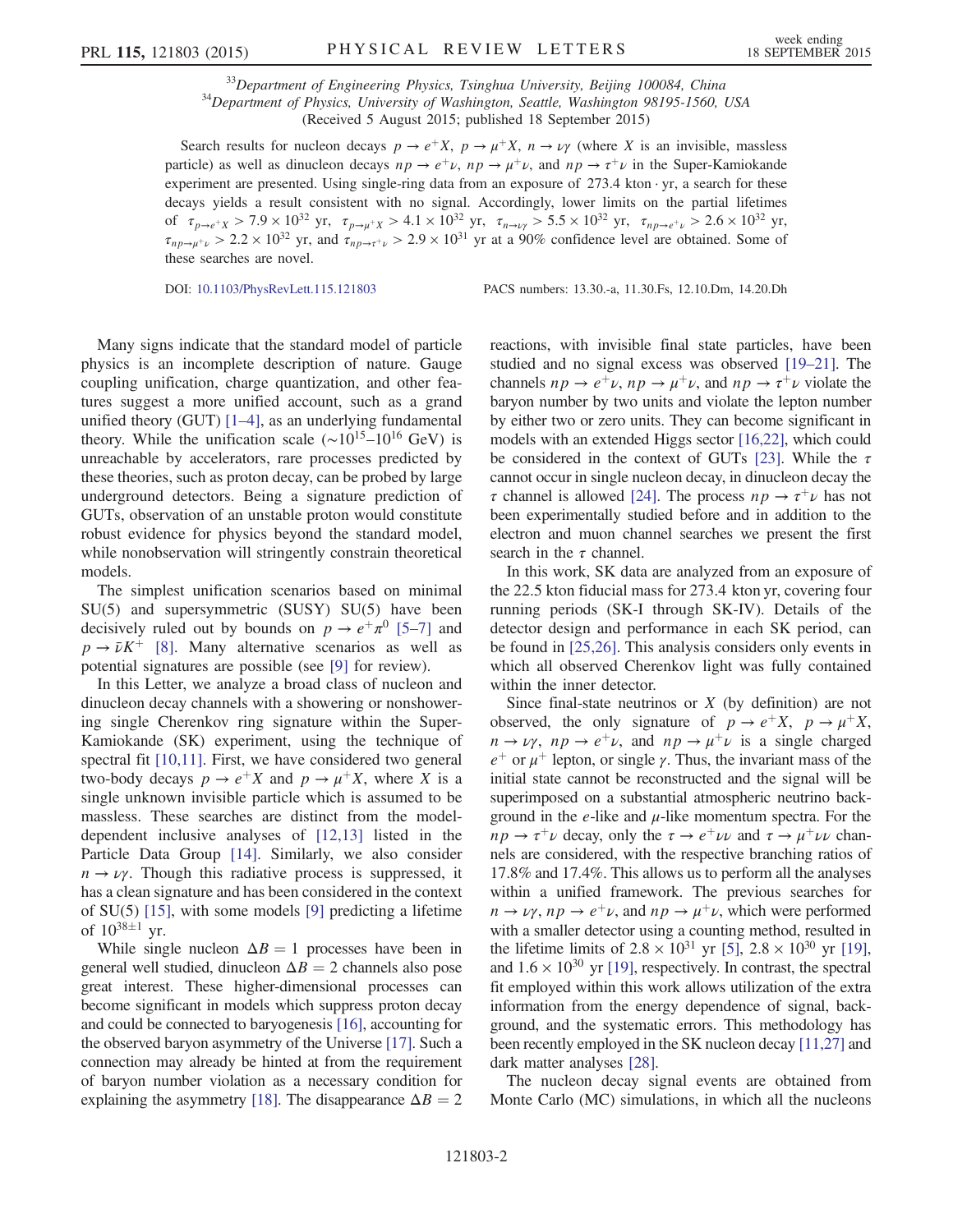[33]Department of Engineering Physics, Tsinghua University, Beijing 100084, China
[34]Department of Physics, University of Washington, Seattle, Washington 98195-1560, USA
(Received 5 August 2015; published 18 September 2015)

Search results for nucleon decays $p \to e^+X$, $p \to \mu^+X$, $n \to \nu\gamma$ (where $X$ is an invisible, massless particle) as well as dinucleon decays $np \to e^+\nu$, $np \to \mu^+\nu$, and $np \to \tau^+\nu$ in the Super-Kamiokande experiment are presented. Using single-ring data from an exposure of 273.4 kton $\cdot$ yr, a search for these decays yields a result consistent with no signal. Accordingly, lower limits on the partial lifetimes of $\tau_{p\to e^+X} > 7.9 \times 10^{32}$ yr, $\tau_{p\to\mu^+X} > 4.1 \times 10^{32}$ yr, $\tau_{n\to\nu\gamma} > 5.5 \times 10^{32}$ yr, $\tau_{np\to e^+\nu} > 2.6 \times 10^{32}$ yr, $\tau_{np\to\mu^+\nu} > 2.2 \times 10^{32}$ yr, and $\tau_{np\to\tau^+\nu} > 2.9 \times 10^{31}$ yr at a 90% confidence level are obtained. Some of these searches are novel.

DOI: 10.1103/PhysRevLett.115.121803 PACS numbers: 13.30.-a, 11.30.Fs, 12.10.Dm, 14.20.Dh

Many signs indicate that the standard model of particle physics is an incomplete description of nature. Gauge coupling unification, charge quantization, and other features suggest a more unified account, such as a grand unified theory (GUT) [1–4], as an underlying fundamental theory. While the unification scale ($\sim 10^{15}$–$10^{16}$ GeV) is unreachable by accelerators, rare processes predicted by these theories, such as proton decay, can be probed by large underground detectors. Being a signature prediction of GUTs, observation of an unstable proton would constitute robust evidence for physics beyond the standard model, while nonobservation will stringently constrain theoretical models.

The simplest unification scenarios based on minimal SU(5) and supersymmetric (SUSY) SU(5) have been decisively ruled out by bounds on $p \to e^+\pi^0$ [5–7] and $p \to \bar{\nu}K^+$ [8]. Many alternative scenarios as well as potential signatures are possible (see [9] for review).

In this Letter, we analyze a broad class of nucleon and dinucleon decay channels with a showering or nonshowering single Cherenkov ring signature within the Super-Kamiokande (SK) experiment, using the technique of spectral fit [10,11]. First, we have considered two general two-body decays $p \to e^+X$ and $p \to \mu^+X$, where $X$ is a single unknown invisible particle which is assumed to be massless. These searches are distinct from the model-dependent inclusive analyses of [12,13] listed in the Particle Data Group [14]. Similarly, we also consider $n \to \nu\gamma$. Though this radiative process is suppressed, it has a clean signature and has been considered in the context of SU(5) [15], with some models [9] predicting a lifetime of $10^{38\pm1}$ yr.

While single nucleon $\Delta B = 1$ processes have been in general well studied, dinucleon $\Delta B = 2$ channels also pose great interest. These higher-dimensional processes can become significant in models which suppress proton decay and could be connected to baryogenesis [16], accounting for the observed baryon asymmetry of the Universe [17]. Such a connection may already be hinted at from the requirement of baryon number violation as a necessary condition for explaining the asymmetry [18]. The disappearance $\Delta B = 2$ reactions, with invisible final state particles, have been studied and no signal excess was observed [19–21]. The channels $np \to e^+\nu$, $np \to \mu^+\nu$, and $np \to \tau^+\nu$ violate the baryon number by two units and violate the lepton number by either two or zero units. They can become significant in models with an extended Higgs sector [16,22], which could be considered in the context of GUTs [23]. While the $\tau$ cannot occur in single nucleon decay, in dinucleon decay the $\tau$ channel is allowed [24]. The process $np \to \tau^+\nu$ has not been experimentally studied before and in addition to the electron and muon channel searches we present the first search in the $\tau$ channel.

In this work, SK data are analyzed from an exposure of the 22.5 kton fiducial mass for 273.4 kton yr, covering four running periods (SK-I through SK-IV). Details of the detector design and performance in each SK period, can be found in [25,26]. This analysis considers only events in which all observed Cherenkov light was fully contained within the inner detector.

Since final-state neutrinos or $X$ (by definition) are not observed, the only signature of $p \to e^+X$, $p \to \mu^+X$, $n \to \nu\gamma$, $np \to e^+\nu$, and $np \to \mu^+\nu$ is a single charged $e^+$ or $\mu^+$ lepton, or single $\gamma$. Thus, the invariant mass of the initial state cannot be reconstructed and the signal will be superimposed on a substantial atmospheric neutrino background in the $e$-like and $\mu$-like momentum spectra. For the $np \to \tau^+\nu$ decay, only the $\tau \to e^+\nu\nu$ and $\tau \to \mu^+\nu\nu$ channels are considered, with the respective branching ratios of 17.8% and 17.4%. This allows us to perform all the analyses within a unified framework. The previous searches for $n \to \nu\gamma$, $np \to e^+\nu$, and $np \to \mu^+\nu$, which were performed with a smaller detector using a counting method, resulted in the lifetime limits of $2.8 \times 10^{31}$ yr [5], $2.8 \times 10^{30}$ yr [19], and $1.6 \times 10^{30}$ yr [19], respectively. In contrast, the spectral fit employed within this work allows utilization of the extra information from the energy dependence of signal, background, and the systematic errors. This methodology has been recently employed in the SK nucleon decay [11,27] and dark matter analyses [28].

The nucleon decay signal events are obtained from Monte Carlo (MC) simulations, in which all the nucleons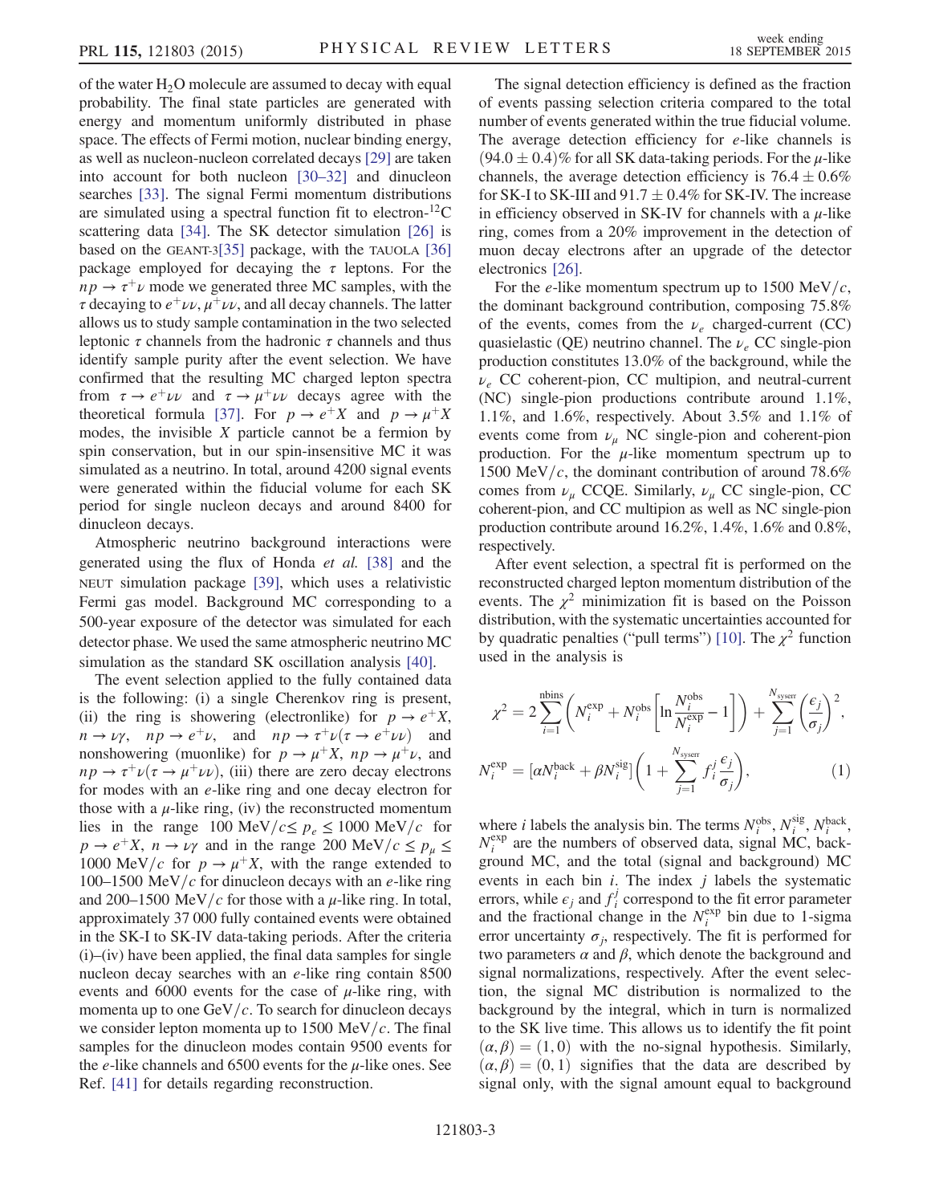of the water $H_2O$ molecule are assumed to decay with equal probability. The final state particles are generated with energy and momentum uniformly distributed in phase space. The effects of Fermi motion, nuclear binding energy, as well as nucleon-nucleon correlated decays [29] are taken into account for both nucleon [30–32] and dinucleon searches [33]. The signal Fermi momentum distributions are simulated using a spectral function fit to electron-$^{12}$C scattering data [34]. The SK detector simulation [26] is based on the GEANT-3[35] package, with the TAUOLA [36] package employed for decaying the $\tau$ leptons. For the $np \to \tau^+\nu$ mode we generated three MC samples, with the $\tau$ decaying to $e^+\nu\nu$, $\mu^+\nu\nu$, and all decay channels. The latter allows us to study sample contamination in the two selected leptonic $\tau$ channels from the hadronic $\tau$ channels and thus identify sample purity after the event selection. We have confirmed that the resulting MC charged lepton spectra from $\tau \to e^+\nu\nu$ and $\tau \to \mu^+\nu\nu$ decays agree with the theoretical formula [37]. For $p \to e^+X$ and $p \to \mu^+X$ modes, the invisible $X$ particle cannot be a fermion by spin conservation, but in our spin-insensitive MC it was simulated as a neutrino. In total, around 4200 signal events were generated within the fiducial volume for each SK period for single nucleon decays and around 8400 for dinucleon decays.

Atmospheric neutrino background interactions were generated using the flux of Honda *et al.* [38] and the NEUT simulation package [39], which uses a relativistic Fermi gas model. Background MC corresponding to a 500-year exposure of the detector was simulated for each detector phase. We used the same atmospheric neutrino MC simulation as the standard SK oscillation analysis [40].

The event selection applied to the fully contained data is the following: (i) a single Cherenkov ring is present, (ii) the ring is showering (electronlike) for $p \to e^+X$, $n \to \nu\gamma$, $np \to e^+\nu$, and $np \to \tau^+\nu(\tau \to e^+\nu\nu)$ and nonshowering (muonlike) for $p \to \mu^+X$, $np \to \mu^+\nu$, and $np \to \tau^+\nu(\tau \to \mu^+\nu\nu)$, (iii) there are zero decay electrons for modes with an $e$-like ring and one decay electron for those with a $\mu$-like ring, (iv) the reconstructed momentum lies in the range $100\ \mathrm{MeV}/c \leq p_e \leq 1000\ \mathrm{MeV}/c$ for $p \to e^+X$, $n \to \nu\gamma$ and in the range $200\ \mathrm{MeV}/c \leq p_\mu \leq 1000\ \mathrm{MeV}/c$ for $p \to \mu^+X$, with the range extended to 100–1500 MeV/$c$ for dinucleon decays with an $e$-like ring and 200–1500 MeV/$c$ for those with a $\mu$-like ring. In total, approximately 37 000 fully contained events were obtained in the SK-I to SK-IV data-taking periods. After the criteria (i)–(iv) have been applied, the final data samples for single nucleon decay searches with an $e$-like ring contain 8500 events and 6000 events for the case of $\mu$-like ring, with momenta up to one GeV/$c$. To search for dinucleon decays we consider lepton momenta up to 1500 MeV/$c$. The final samples for the dinucleon modes contain 9500 events for the $e$-like channels and 6500 events for the $\mu$-like ones. See Ref. [41] for details regarding reconstruction.

The signal detection efficiency is defined as the fraction of events passing selection criteria compared to the total number of events generated within the true fiducial volume. The average detection efficiency for $e$-like channels is $(94.0 \pm 0.4)\%$ for all SK data-taking periods. For the $\mu$-like channels, the average detection efficiency is $76.4 \pm 0.6\%$ for SK-I to SK-III and $91.7 \pm 0.4\%$ for SK-IV. The increase in efficiency observed in SK-IV for channels with a $\mu$-like ring, comes from a 20% improvement in the detection of muon decay electrons after an upgrade of the detector electronics [26].

For the $e$-like momentum spectrum up to 1500 MeV/$c$, the dominant background contribution, composing 75.8% of the events, comes from the $\nu_e$ charged-current (CC) quasielastic (QE) neutrino channel. The $\nu_e$ CC single-pion production constitutes 13.0% of the background, while the $\nu_e$ CC coherent-pion, CC multipion, and neutral-current (NC) single-pion productions contribute around 1.1%, 1.1%, and 1.6%, respectively. About 3.5% and 1.1% of events come from $\nu_\mu$ NC single-pion and coherent-pion production. For the $\mu$-like momentum spectrum up to 1500 MeV/$c$, the dominant contribution of around 78.6% comes from $\nu_\mu$ CCQE. Similarly, $\nu_\mu$ CC single-pion, CC coherent-pion, and CC multipion as well as NC single-pion production contribute around 16.2%, 1.4%, 1.6% and 0.8%, respectively.

After event selection, a spectral fit is performed on the reconstructed charged lepton momentum distribution of the events. The $\chi^2$ minimization fit is based on the Poisson distribution, with the systematic uncertainties accounted for by quadratic penalties ("pull terms") [10]. The $\chi^2$ function used in the analysis is

$$\chi^2 = 2\sum_{i=1}^{\mathrm{nbins}}\left(N_i^{\mathrm{exp}} + N_i^{\mathrm{obs}}\left[\ln\frac{N_i^{\mathrm{obs}}}{N_i^{\mathrm{exp}}} - 1\right]\right) + \sum_{j=1}^{N_{\mathrm{syserr}}}\left(\frac{\epsilon_j}{\sigma_j}\right)^2,$$

$$N_i^{\mathrm{exp}} = [\alpha N_i^{\mathrm{back}} + \beta N_i^{\mathrm{sig}}]\left(1 + \sum_{j=1}^{N_{\mathrm{syserr}}} f_i^j \frac{\epsilon_j}{\sigma_j}\right), \tag{1}$$

where $i$ labels the analysis bin. The terms $N_i^{\mathrm{obs}}$, $N_i^{\mathrm{sig}}$, $N_i^{\mathrm{back}}$, $N_i^{\mathrm{exp}}$ are the numbers of observed data, signal MC, background MC, and the total (signal and background) MC events in each bin $i$. The index $j$ labels the systematic errors, while $\epsilon_j$ and $f_i^j$ correspond to the fit error parameter and the fractional change in the $N_i^{\mathrm{exp}}$ bin due to 1-sigma error uncertainty $\sigma_j$, respectively. The fit is performed for two parameters $\alpha$ and $\beta$, which denote the background and signal normalizations, respectively. After the event selection, the signal MC distribution is normalized to the background by the integral, which in turn is normalized to the SK live time. This allows us to identify the fit point $(\alpha, \beta) = (1, 0)$ with the no-signal hypothesis. Similarly, $(\alpha, \beta) = (0, 1)$ signifies that the data are described by signal only, with the signal amount equal to background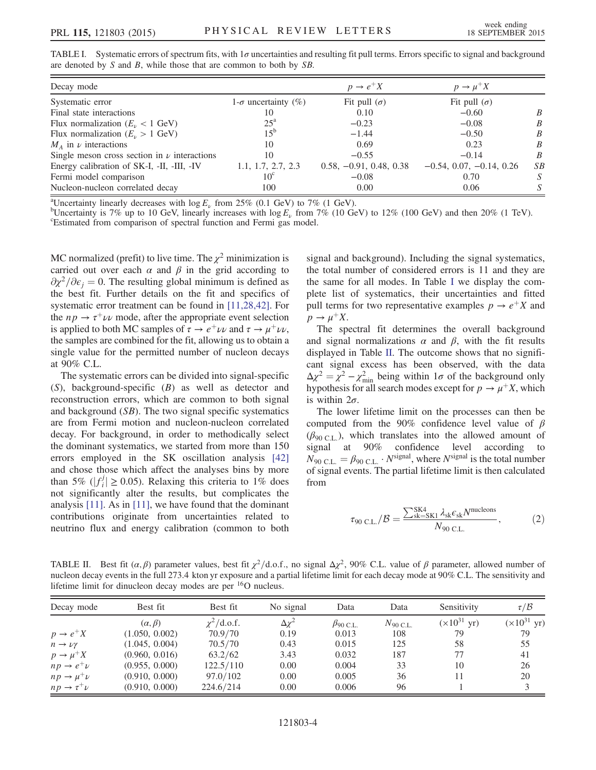TABLE I. Systematic errors of spectrum fits, with 1σ uncertainties and resulting fit pull terms. Errors specific to signal and background are denoted by $S$ and $B$, while those that are common to both by $SB$.

| Decay mode | | $p \to e^+ X$ | $p \to \mu^+ X$ | |
|---|---|---|---|---|
| Systematic error | 1-σ uncertainty (%) | Fit pull (σ) | Fit pull (σ) | |
| Final state interactions | 10 | 0.10 | −0.60 | $B$ |
| Flux normalization ($E_\nu < 1$ GeV) | 25[a] | −0.23 | −0.08 | $B$ |
| Flux normalization ($E_\nu > 1$ GeV) | 15[b] | −1.44 | −0.50 | $B$ |
| $M_A$ in $\nu$ interactions | 10 | 0.69 | 0.23 | $B$ |
| Single meson cross section in $\nu$ interactions | 10 | −0.55 | −0.14 | $B$ |
| Energy calibration of SK-I, -II, -III, -IV | 1.1, 1.7, 2.7, 2.3 | 0.58, −0.91, 0.48, 0.38 | −0.54, 0.07, −0.14, 0.26 | $SB$ |
| Fermi model comparison | 10[c] | −0.08 | 0.70 | $S$ |
| Nucleon-nucleon correlated decay | 100 | 0.00 | 0.06 | $S$ |

[a]Uncertainty linearly decreases with $\log E_\nu$ from 25% (0.1 GeV) to 7% (1 GeV).
[b]Uncertainty is 7% up to 10 GeV, linearly increases with $\log E_\nu$ from 7% (10 GeV) to 12% (100 GeV) and then 20% (1 TeV).
[c]Estimated from comparison of spectral function and Fermi gas model.

MC normalized (prefit) to live time. The $\chi^2$ minimization is carried out over each $\alpha$ and $\beta$ in the grid according to $\partial\chi^2/\partial\epsilon_j = 0$. The resulting global minimum is defined as the best fit. Further details on the fit and specifics of systematic error treatment can be found in [11,28,42]. For the $np \to \tau^+\nu\nu$ mode, after the appropriate event selection is applied to both MC samples of $\tau \to e^+\nu\nu$ and $\tau \to \mu^+\nu\nu$, the samples are combined for the fit, allowing us to obtain a single value for the permitted number of nucleon decays at 90% C.L.

The systematic errors can be divided into signal-specific ($S$), background-specific ($B$) as well as detector and reconstruction errors, which are common to both signal and background ($SB$). The two signal specific systematics are from Fermi motion and nucleon-nucleon correlated decay. For background, in order to methodically select the dominant systematics, we started from more than 150 errors employed in the SK oscillation analysis [42] and chose those which affect the analyses bins by more than 5% ($|f_i^j| \geq 0.05$). Relaxing this criteria to 1% does not significantly alter the results, but complicates the analysis [11]. As in [11], we have found that the dominant contributions originate from uncertainties related to neutrino flux and energy calibration (common to both signal and background). Including the signal systematics, the total number of considered errors is 11 and they are the same for all modes. In Table I we display the complete list of systematics, their uncertainties and fitted pull terms for two representative examples $p \to e^+ X$ and $p \to \mu^+ X$.

The spectral fit determines the overall background and signal normalizations $\alpha$ and $\beta$, with the fit results displayed in Table II. The outcome shows that no significant signal excess has been observed, with the data $\Delta\chi^2 = \chi^2 - \chi^2_{\text{min}}$ being within $1\sigma$ of the background only hypothesis for all search modes except for $p \to \mu^+ X$, which is within $2\sigma$.

The lower lifetime limit on the processes can then be computed from the 90% confidence level value of $\beta$ ($\beta_{90\text{ C.L.}}$), which translates into the allowed amount of signal at 90% confidence level according to $N_{90\text{ C.L.}} = \beta_{90\text{ C.L.}} \cdot N^{\text{signal}}$, where $N^{\text{signal}}$ is the total number of signal events. The partial lifetime limit is then calculated from

$$\tau_{90\text{ C.L.}}/\mathcal{B} = \frac{\sum_{\text{sk=SK1}}^{\text{SK4}} \lambda_{\text{sk}} \epsilon_{\text{sk}} N^{\text{nucleons}}}{N_{90\text{ C.L.}}}, \tag{2}$$

TABLE II. Best fit $(\alpha, \beta)$ parameter values, best fit $\chi^2$/d.o.f., no signal $\Delta\chi^2$, 90% C.L. value of $\beta$ parameter, allowed number of nucleon decay events in the full 273.4 kton yr exposure and a partial lifetime limit for each decay mode at 90% C.L. The sensitivity and lifetime limit for dinucleon decay modes are per $^{16}$O nucleus.

| Decay mode | Best fit | Best fit | No signal | Data | Data | Sensitivity | $\tau/\mathcal{B}$ |
|---|---|---|---|---|---|---|---|
| | $(\alpha, \beta)$ | $\chi^2$/d.o.f. | $\Delta\chi^2$ | $\beta_{90\text{ C.L.}}$ | $N_{90\text{ C.L.}}$ | ($\times 10^{31}$ yr) | ($\times 10^{31}$ yr) |
| $p \to e^+ X$ | (1.050, 0.002) | 70.9/70 | 0.19 | 0.013 | 108 | 79 | 79 |
| $n \to \nu\gamma$ | (1.045, 0.004) | 70.5/70 | 0.43 | 0.015 | 125 | 58 | 55 |
| $p \to \mu^+ X$ | (0.960, 0.016) | 63.2/62 | 3.43 | 0.032 | 187 | 77 | 41 |
| $np \to e^+\nu$ | (0.955, 0.000) | 122.5/110 | 0.00 | 0.004 | 33 | 10 | 26 |
| $np \to \mu^+\nu$ | (0.910, 0.000) | 97.0/102 | 0.00 | 0.005 | 36 | 11 | 20 |
| $np \to \tau^+\nu$ | (0.910, 0.000) | 224.6/214 | 0.00 | 0.006 | 96 | 1 | 3 |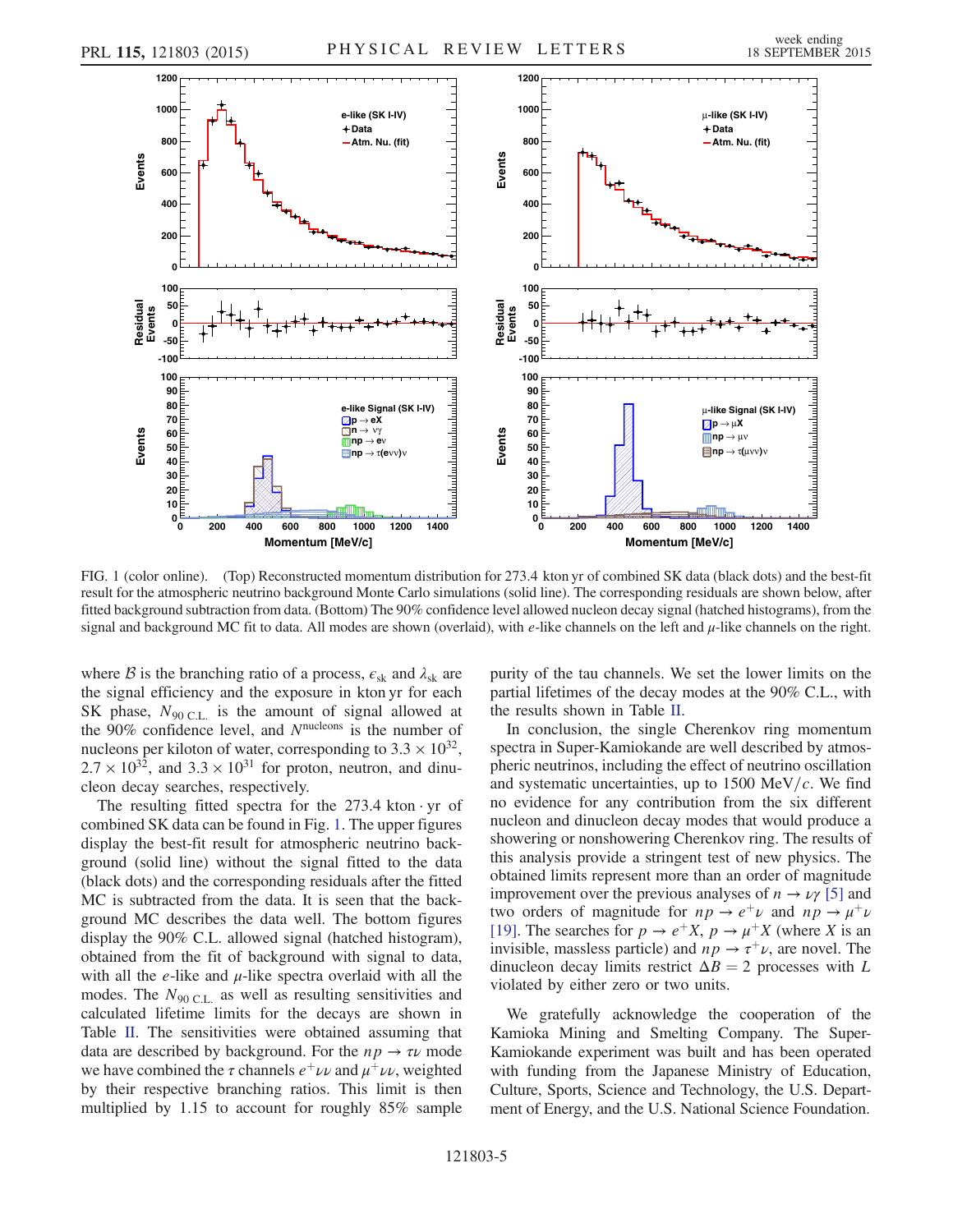FIG. 1 (color online). (Top) Reconstructed momentum distribution for 273.4 kton yr of combined SK data (black dots) and the best-fit result for the atmospheric neutrino background Monte Carlo simulations (solid line). The corresponding residuals are shown below, after fitted background subtraction from data. (Bottom) The 90% confidence level allowed nucleon decay signal (hatched histograms), from the signal and background MC fit to data. All modes are shown (overlaid), with $e$-like channels on the left and $\mu$-like channels on the right.

where $\mathcal{B}$ is the branching ratio of a process, $\epsilon_{\rm sk}$ and $\lambda_{\rm sk}$ are the signal efficiency and the exposure in kton yr for each SK phase, $N_{90\,\rm C.L.}$ is the amount of signal allowed at the 90% confidence level, and $N^{\rm nucleons}$ is the number of nucleons per kiloton of water, corresponding to $3.3\times10^{32}$, $2.7\times10^{32}$, and $3.3\times10^{31}$ for proton, neutron, and dinucleon decay searches, respectively.

The resulting fitted spectra for the 273.4 kton · yr of combined SK data can be found in Fig. 1. The upper figures display the best-fit result for atmospheric neutrino background (solid line) without the signal fitted to the data (black dots) and the corresponding residuals after the fitted MC is subtracted from the data. It is seen that the background MC describes the data well. The bottom figures display the 90% C.L. allowed signal (hatched histogram), obtained from the fit of background with signal to data, with all the $e$-like and $\mu$-like spectra overlaid with all the modes. The $N_{90\,\rm C.L.}$ as well as resulting sensitivities and calculated lifetime limits for the decays are shown in Table II. The sensitivities were obtained assuming that data are described by background. For the $np\to\tau\nu$ mode we have combined the $\tau$ channels $e^+\nu\nu$ and $\mu^+\nu\nu$, weighted by their respective branching ratios. This limit is then multiplied by 1.15 to account for roughly 85% sample purity of the tau channels. We set the lower limits on the partial lifetimes of the decay modes at the 90% C.L., with the results shown in Table II.

In conclusion, the single Cherenkov ring momentum spectra in Super-Kamiokande are well described by atmospheric neutrinos, including the effect of neutrino oscillation and systematic uncertainties, up to 1500 MeV/$c$. We find no evidence for any contribution from the six different nucleon and dinucleon decay modes that would produce a showering or nonshowering Cherenkov ring. The results of this analysis provide a stringent test of new physics. The obtained limits represent more than an order of magnitude improvement over the previous analyses of $n\to\nu\gamma$ [5] and two orders of magnitude for $np\to e^+\nu$ and $np\to\mu^+\nu$ [19]. The searches for $p\to e^+X$, $p\to\mu^+X$ (where $X$ is an invisible, massless particle) and $np\to\tau^+\nu$, are novel. The dinucleon decay limits restrict $\Delta B=2$ processes with $L$ violated by either zero or two units.

We gratefully acknowledge the cooperation of the Kamioka Mining and Smelting Company. The Super-Kamiokande experiment was built and has been operated with funding from the Japanese Ministry of Education, Culture, Sports, Science and Technology, the U.S. Department of Energy, and the U.S. National Science Foundation.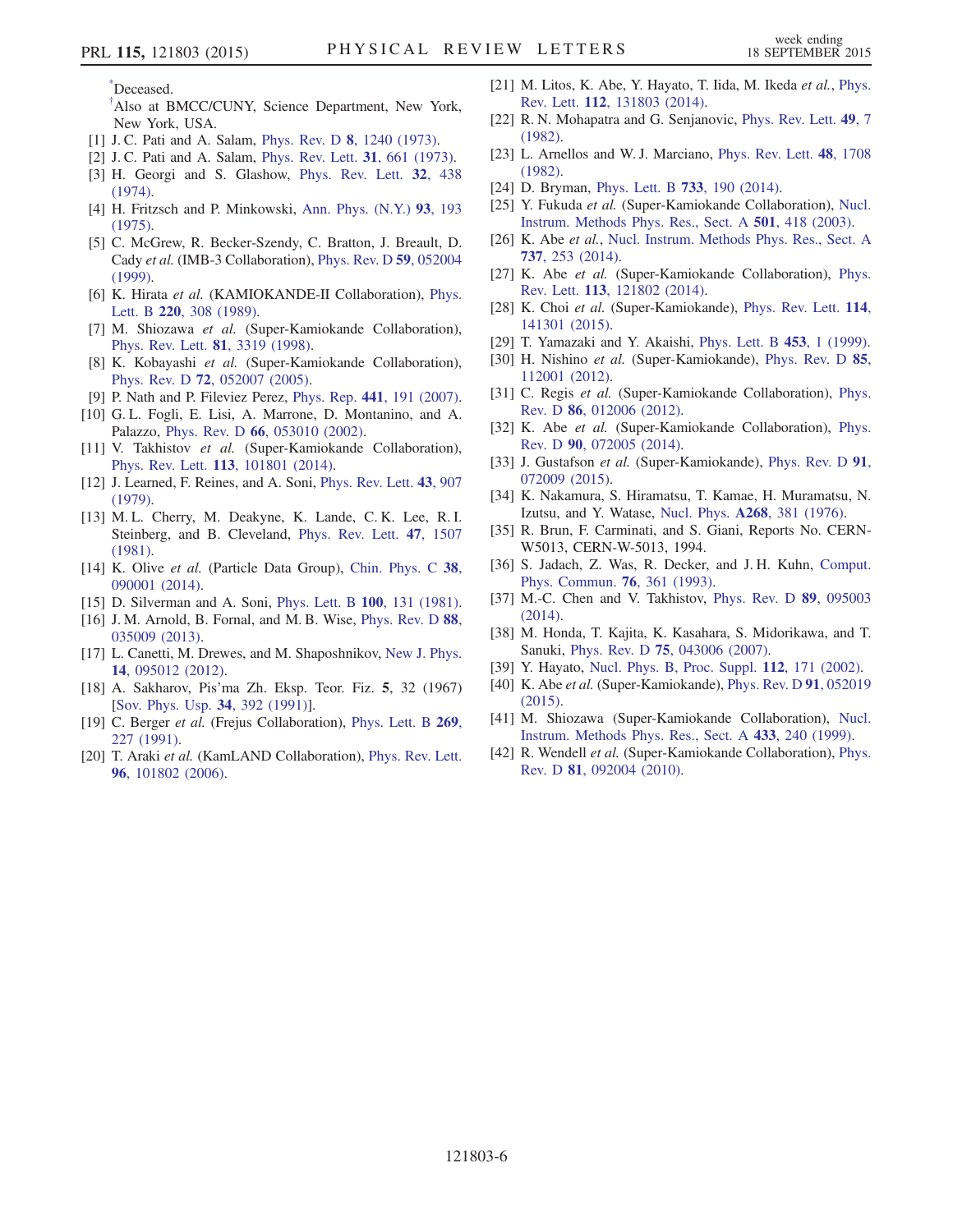*Deceased.

†Also at BMCC/CUNY, Science Department, New York, New York, USA.

[1] J. C. Pati and A. Salam, Phys. Rev. D **8**, 1240 (1973).
[2] J. C. Pati and A. Salam, Phys. Rev. Lett. **31**, 661 (1973).
[3] H. Georgi and S. Glashow, Phys. Rev. Lett. **32**, 438 (1974).
[4] H. Fritzsch and P. Minkowski, Ann. Phys. (N.Y.) **93**, 193 (1975).
[5] C. McGrew, R. Becker-Szendy, C. Bratton, J. Breault, D. Cady *et al.* (IMB-3 Collaboration), Phys. Rev. D **59**, 052004 (1999).
[6] K. Hirata *et al.* (KAMIOKANDE-II Collaboration), Phys. Lett. B **220**, 308 (1989).
[7] M. Shiozawa *et al.* (Super-Kamiokande Collaboration), Phys. Rev. Lett. **81**, 3319 (1998).
[8] K. Kobayashi *et al.* (Super-Kamiokande Collaboration), Phys. Rev. D **72**, 052007 (2005).
[9] P. Nath and P. Fileviez Perez, Phys. Rep. **441**, 191 (2007).
[10] G. L. Fogli, E. Lisi, A. Marrone, D. Montanino, and A. Palazzo, Phys. Rev. D **66**, 053010 (2002).
[11] V. Takhistov *et al.* (Super-Kamiokande Collaboration), Phys. Rev. Lett. **113**, 101801 (2014).
[12] J. Learned, F. Reines, and A. Soni, Phys. Rev. Lett. **43**, 907 (1979).
[13] M. L. Cherry, M. Deakyne, K. Lande, C. K. Lee, R. I. Steinberg, and B. Cleveland, Phys. Rev. Lett. **47**, 1507 (1981).
[14] K. Olive *et al.* (Particle Data Group), Chin. Phys. C **38**, 090001 (2014).
[15] D. Silverman and A. Soni, Phys. Lett. B **100**, 131 (1981).
[16] J. M. Arnold, B. Fornal, and M. B. Wise, Phys. Rev. D **88**, 035009 (2013).
[17] L. Canetti, M. Drewes, and M. Shaposhnikov, New J. Phys. **14**, 095012 (2012).
[18] A. Sakharov, Pis'ma Zh. Eksp. Teor. Fiz. **5**, 32 (1967) [Sov. Phys. Usp. **34**, 392 (1991)].
[19] C. Berger *et al.* (Frejus Collaboration), Phys. Lett. B **269**, 227 (1991).
[20] T. Araki *et al.* (KamLAND Collaboration), Phys. Rev. Lett. **96**, 101802 (2006).
[21] M. Litos, K. Abe, Y. Hayato, T. Iida, M. Ikeda *et al.*, Phys. Rev. Lett. **112**, 131803 (2014).
[22] R. N. Mohapatra and G. Senjanovic, Phys. Rev. Lett. **49**, 7 (1982).
[23] L. Arnellos and W. J. Marciano, Phys. Rev. Lett. **48**, 1708 (1982).
[24] D. Bryman, Phys. Lett. B **733**, 190 (2014).
[25] Y. Fukuda *et al.* (Super-Kamiokande Collaboration), Nucl. Instrum. Methods Phys. Res., Sect. A **501**, 418 (2003).
[26] K. Abe *et al.*, Nucl. Instrum. Methods Phys. Res., Sect. A **737**, 253 (2014).
[27] K. Abe *et al.* (Super-Kamiokande Collaboration), Phys. Rev. Lett. **113**, 121802 (2014).
[28] K. Choi *et al.* (Super-Kamiokande), Phys. Rev. Lett. **114**, 141301 (2015).
[29] T. Yamazaki and Y. Akaishi, Phys. Lett. B **453**, 1 (1999).
[30] H. Nishino *et al.* (Super-Kamiokande), Phys. Rev. D **85**, 112001 (2012).
[31] C. Regis *et al.* (Super-Kamiokande Collaboration), Phys. Rev. D **86**, 012006 (2012).
[32] K. Abe *et al.* (Super-Kamiokande Collaboration), Phys. Rev. D **90**, 072005 (2014).
[33] J. Gustafson *et al.* (Super-Kamiokande), Phys. Rev. D **91**, 072009 (2015).
[34] K. Nakamura, S. Hiramatsu, T. Kamae, H. Muramatsu, N. Izutsu, and Y. Watase, Nucl. Phys. **A268**, 381 (1976).
[35] R. Brun, F. Carminati, and S. Giani, Reports No. CERN-W5013, CERN-W-5013, 1994.
[36] S. Jadach, Z. Was, R. Decker, and J. H. Kuhn, Comput. Phys. Commun. **76**, 361 (1993).
[37] M.-C. Chen and V. Takhistov, Phys. Rev. D **89**, 095003 (2014).
[38] M. Honda, T. Kajita, K. Kasahara, S. Midorikawa, and T. Sanuki, Phys. Rev. D **75**, 043006 (2007).
[39] Y. Hayato, Nucl. Phys. B, Proc. Suppl. **112**, 171 (2002).
[40] K. Abe *et al.* (Super-Kamiokande), Phys. Rev. D **91**, 052019 (2015).
[41] M. Shiozawa (Super-Kamiokande Collaboration), Nucl. Instrum. Methods Phys. Res., Sect. A **433**, 240 (1999).
[42] R. Wendell *et al.* (Super-Kamiokande Collaboration), Phys. Rev. D **81**, 092004 (2010).